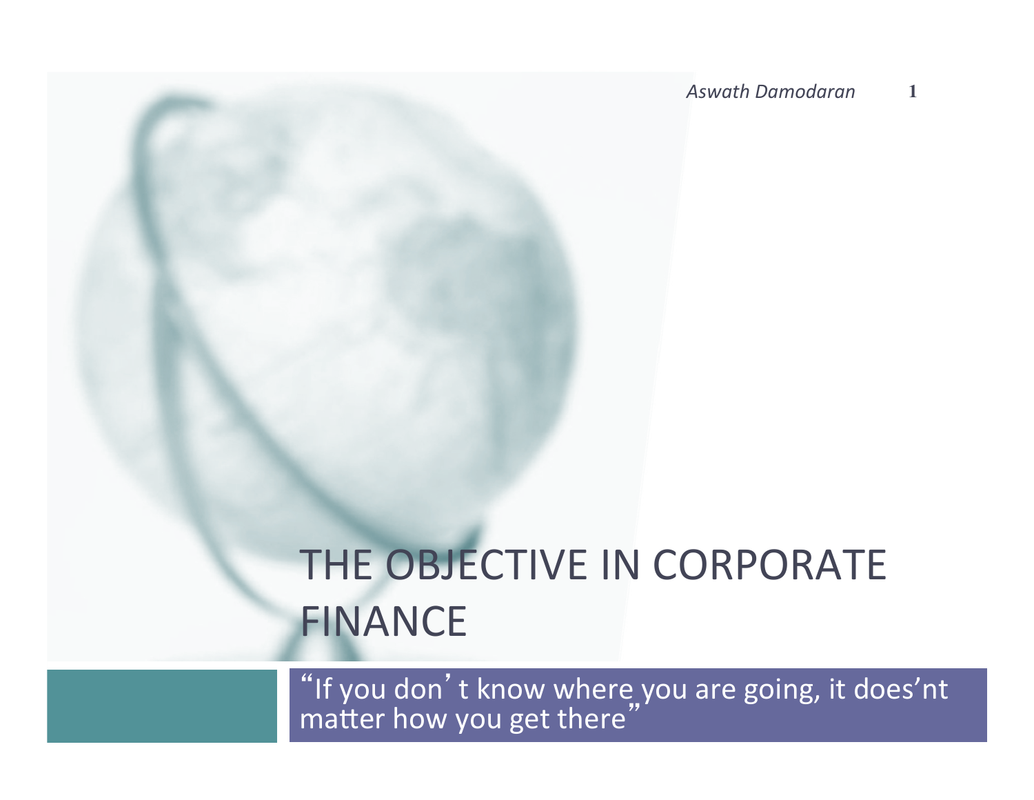# THE OBJECTIVE IN CORPORATE FINANCE

"If you don't know where you are going, it does'nt matter how you get there"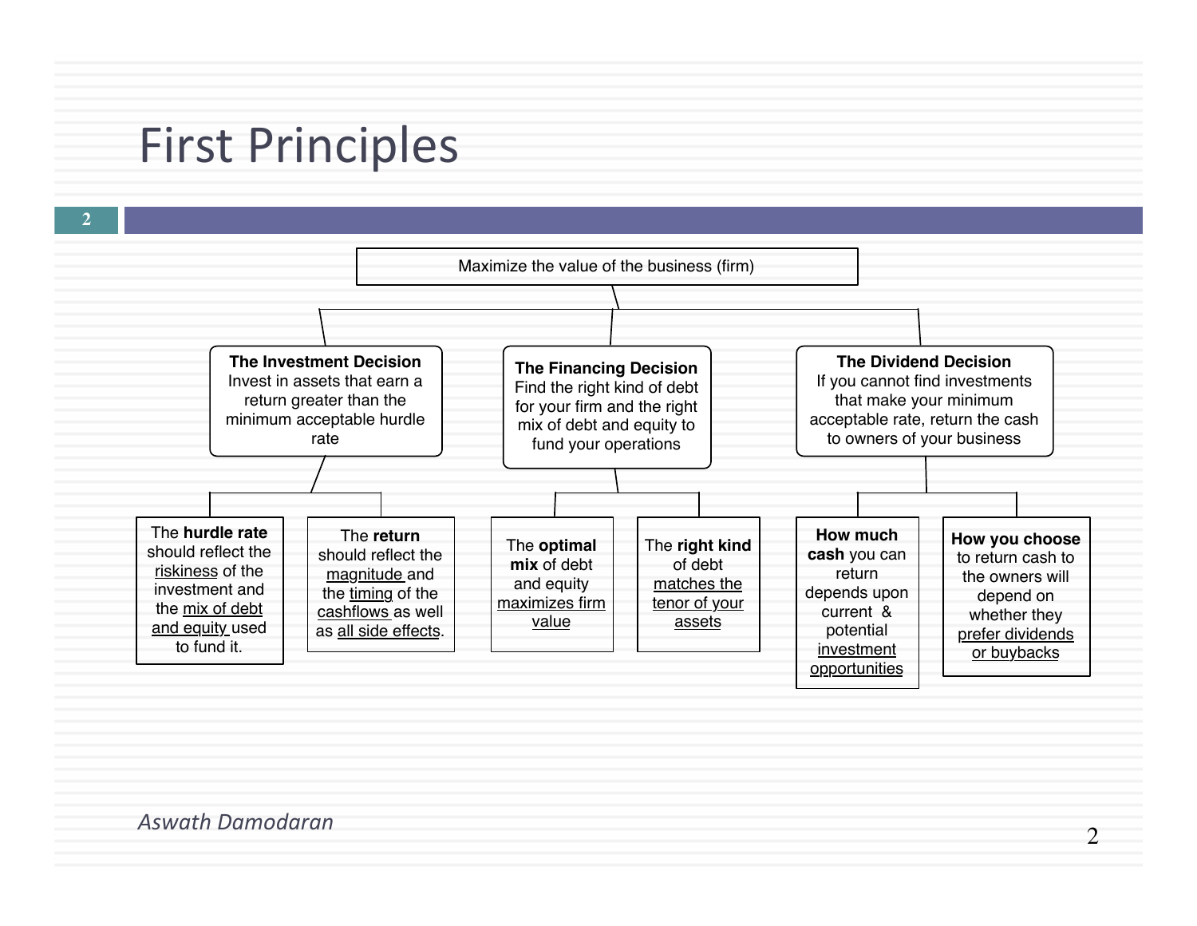# First Principles

**Maximize the value of the business (firm)**

- **The Investment Decision**
  Invest in assets that earn a return greater than the minimum acceptable hurdle rate
  - The **hurdle rate** should reflect the riskiness of the investment and the mix of debt and equity used to fund it.
  - The **return** should reflect the magnitude and the timing of the cashflows as well as all side effects.
- **The Financing Decision**
  Find the right kind of debt for your firm and the right mix of debt and equity to fund your operations
  - The **optimal mix** of debt and equity maximizes firm value
  - The **right kind** of debt matches the tenor of your assets
- **The Dividend Decision**
  If you cannot find investments that make your minimum acceptable rate, return the cash to owners of your business
  - **How much cash** you can return depends upon current & potential investment opportunities
  - **How you choose** to return cash to the owners will depend on whether they prefer dividends or buybacks

*Aswath Damodaran*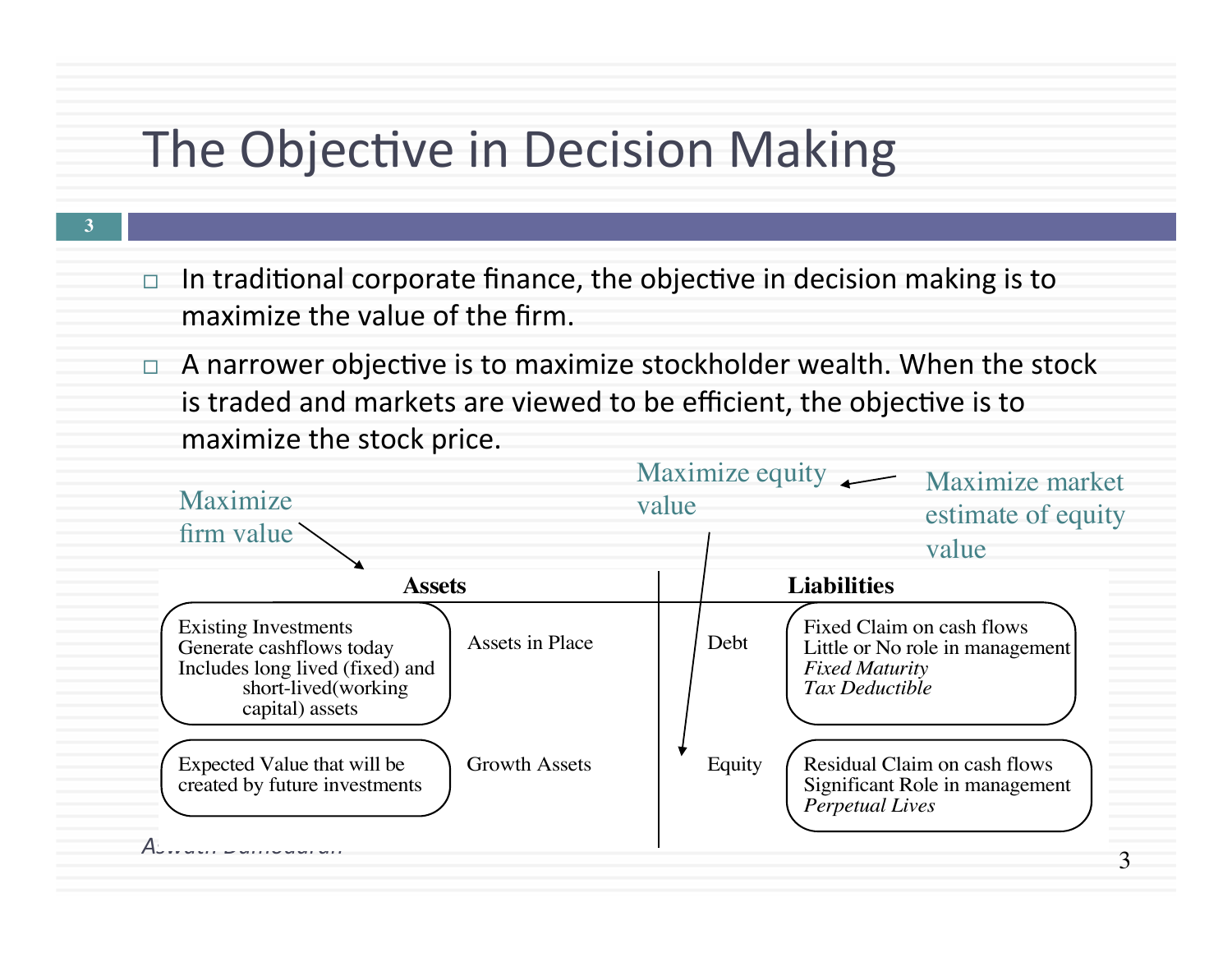# The Objective in Decision Making

- In traditional corporate finance, the objective in decision making is to maximize the value of the firm.
- A narrower objective is to maximize stockholder wealth. When the stock is traded and markets are viewed to be efficient, the objective is to maximize the stock price.

Maximize firm value → Assets

Maximize equity value → Equity

Maximize market estimate of equity value → Maximize equity value

| Assets | | Liabilities | |
|---|---|---|---|
| Existing Investments<br>Generate cashflows today<br>Includes long lived (fixed) and short-lived(working capital) assets | Assets in Place | Debt | Fixed Claim on cash flows<br>Little or No role in management<br>*Fixed Maturity*<br>*Tax Deductible* |
| Expected Value that will be created by future investments | Growth Assets | Equity | Residual Claim on cash flows<br>Significant Role in management<br>*Perpetual Lives* |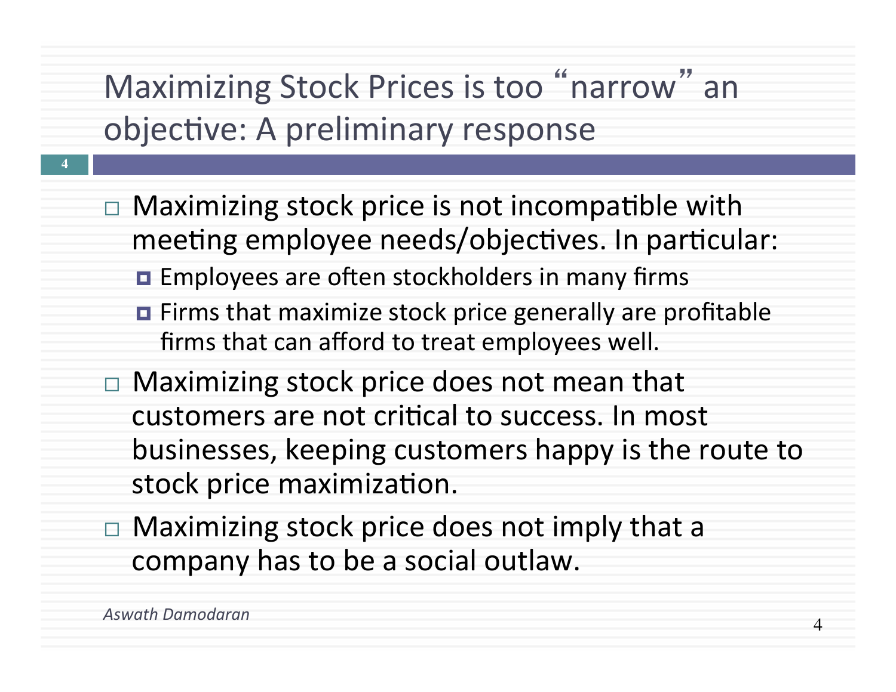# Maximizing Stock Prices is too "narrow" an objective: A preliminary response

- Maximizing stock price is not incompatible with meeting employee needs/objectives. In particular:
  - Employees are often stockholders in many firms
  - Firms that maximize stock price generally are profitable firms that can afford to treat employees well.
- Maximizing stock price does not mean that customers are not critical to success. In most businesses, keeping customers happy is the route to stock price maximization.
- Maximizing stock price does not imply that a company has to be a social outlaw.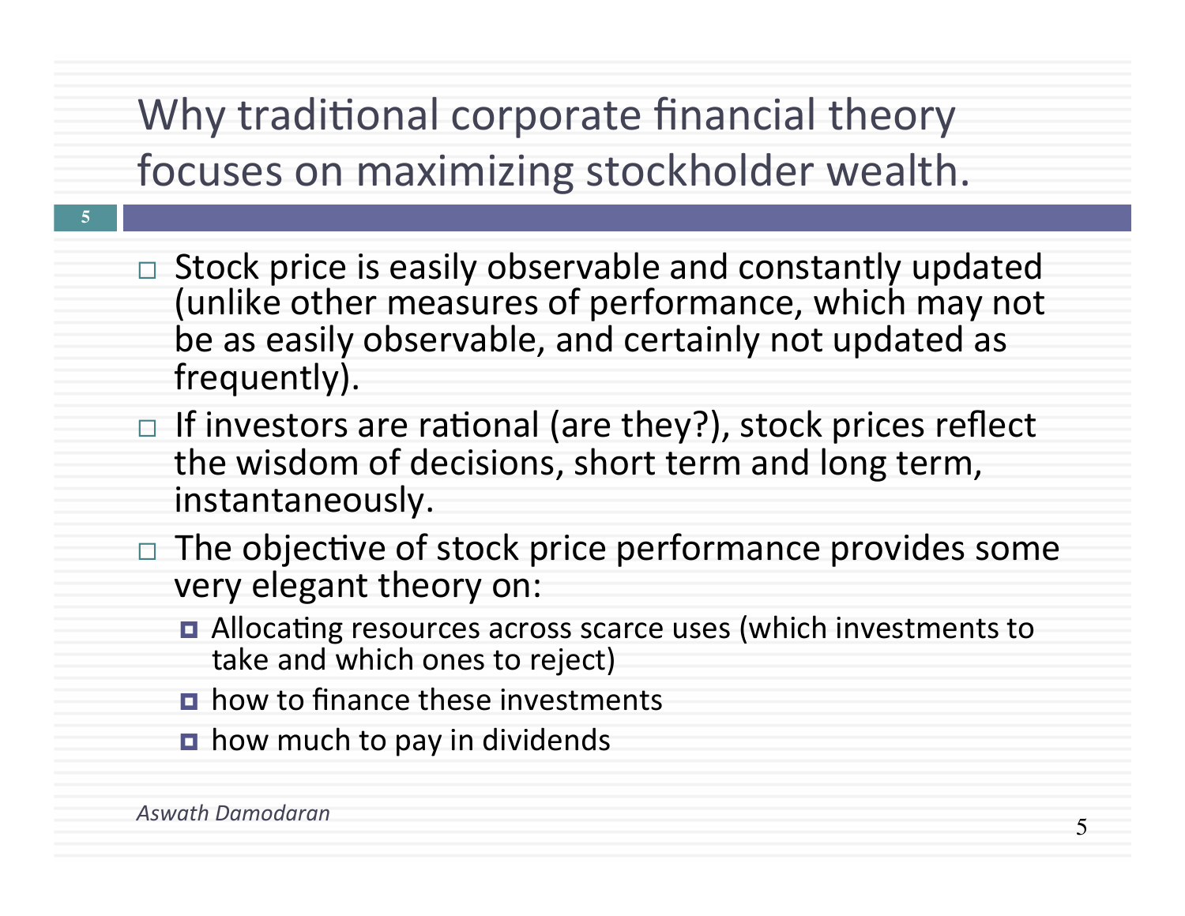# Why traditional corporate financial theory focuses on maximizing stockholder wealth.

- Stock price is easily observable and constantly updated (unlike other measures of performance, which may not be as easily observable, and certainly not updated as frequently).
- If investors are rational (are they?), stock prices reflect the wisdom of decisions, short term and long term, instantaneously.
- The objective of stock price performance provides some very elegant theory on:
  - Allocating resources across scarce uses (which investments to take and which ones to reject)
  - how to finance these investments
  - how much to pay in dividends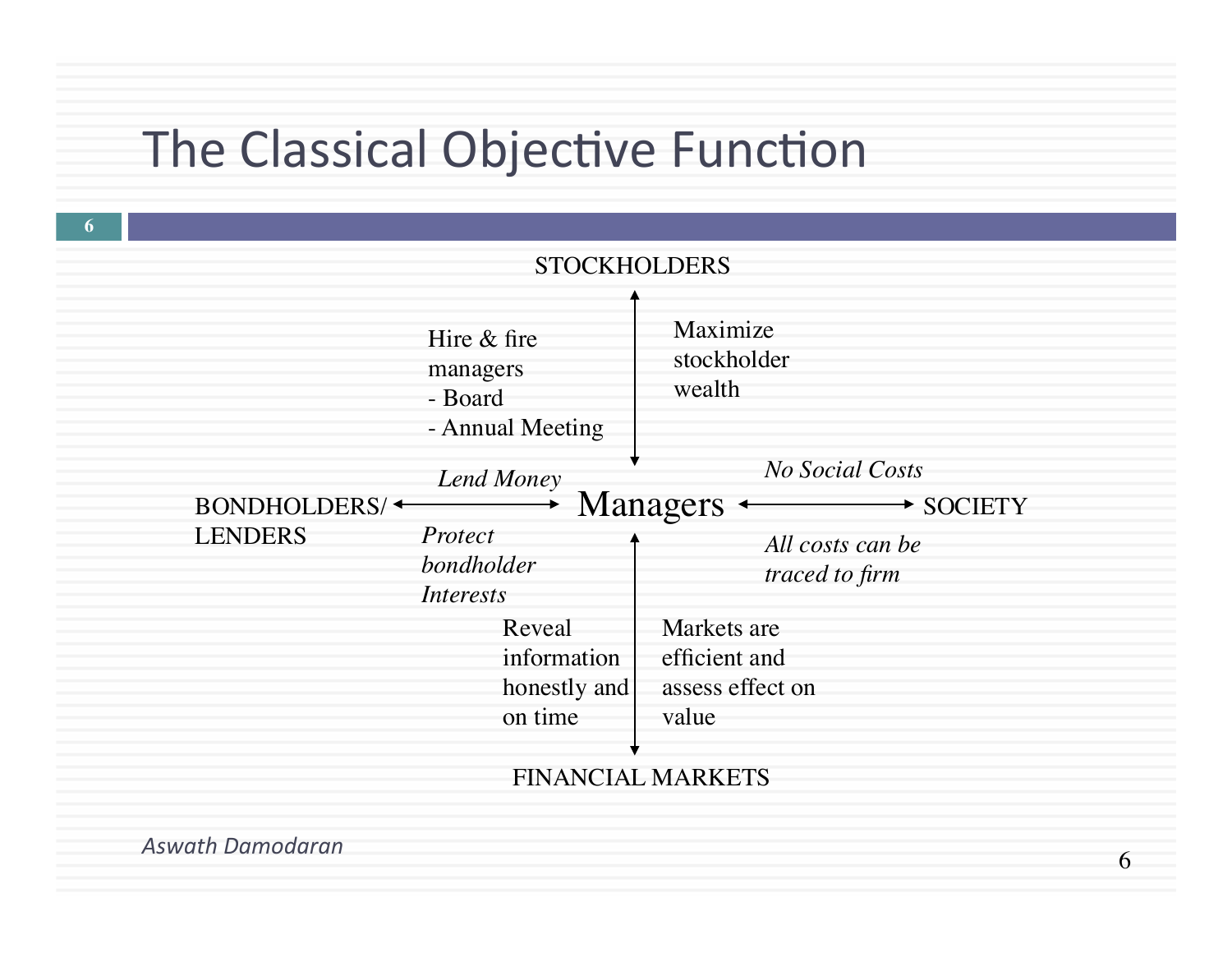# The Classical Objective Function

STOCKHOLDERS

Hire & fire managers
- Board
- Annual Meeting

Maximize stockholder wealth

BONDHOLDERS/ LENDERS

*Lend Money*

*Protect bondholder Interests*

Managers

*No Social Costs*

SOCIETY

*All costs can be traced to firm*

Reveal information honestly and on time

Markets are efficient and assess effect on value

FINANCIAL MARKETS

*Aswath Damodaran*